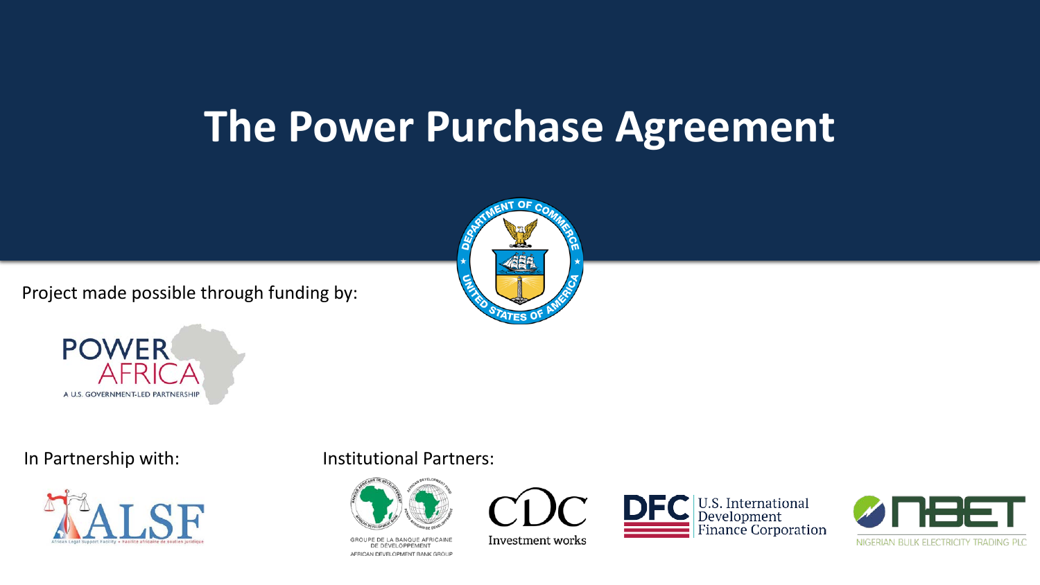# The Power Purchase Agreement

Project made possible through funding by:

POWER AFRICA

A U.S. GOVERNMENT-LED PARTNERSHIP

In Partnership with:

ALSF

African Legal Support Facility • Facilité africaine de soutien juridique

Institutional Partners:

GROUPE DE LA BANQUE AFRICAINE DE DÉVELOPPEMENT

AFRICAN DEVELOPMENT BANK GROUP

CDC

Investment works

DFC U.S. International Development Finance Corporation

NBET

NIGERIAN BULK ELECTRICITY TRADING PLC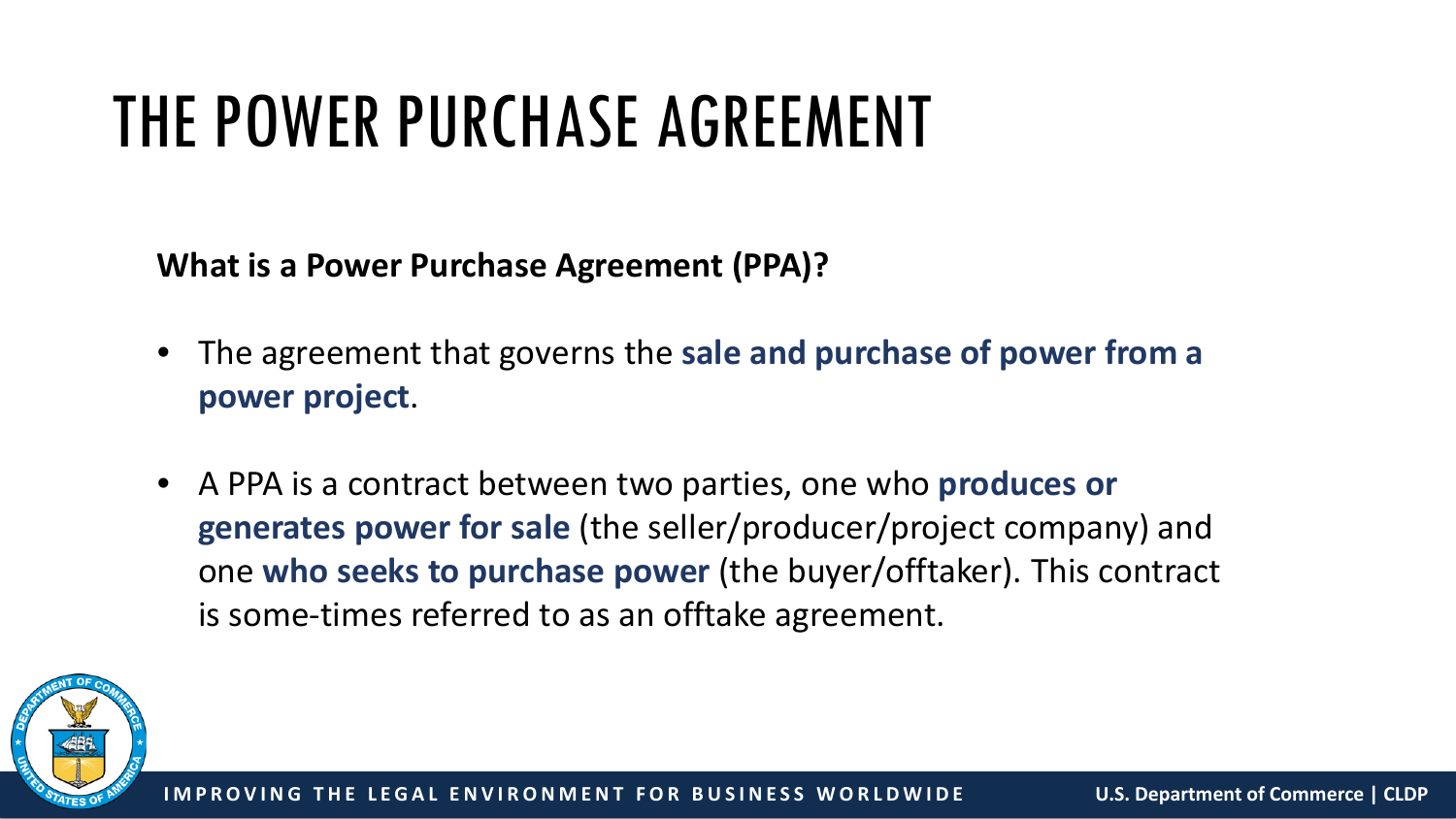# THE POWER PURCHASE AGREEMENT

**What is a Power Purchase Agreement (PPA)?**

- The agreement that governs the **sale and purchase of power from a power project**.
- A PPA is a contract between two parties, one who **produces or generates power for sale** (the seller/producer/project company) and one **who seeks to purchase power** (the buyer/offtaker). This contract is some-times referred to as an offtake agreement.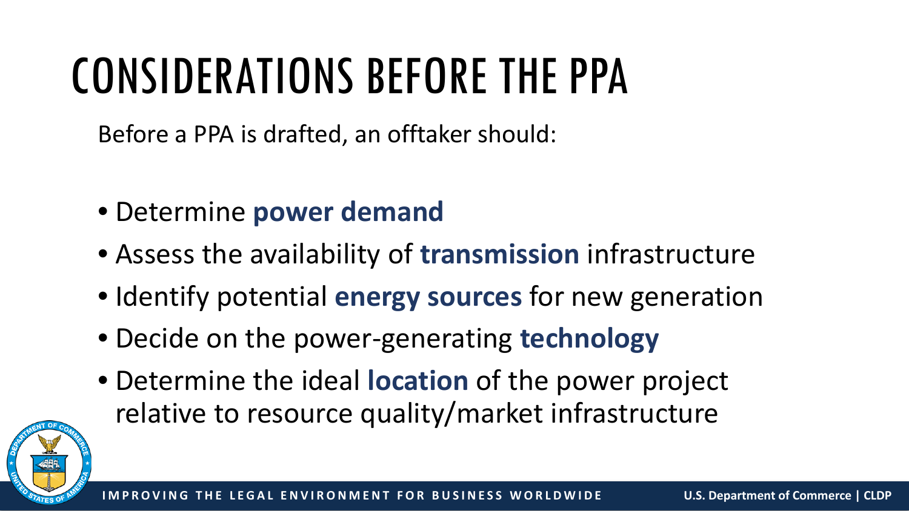# CONSIDERATIONS BEFORE THE PPA

Before a PPA is drafted, an offtaker should:

- Determine **power demand**
- Assess the availability of **transmission** infrastructure
- Identify potential **energy sources** for new generation
- Decide on the power-generating **technology**
- Determine the ideal **location** of the power project relative to resource quality/market infrastructure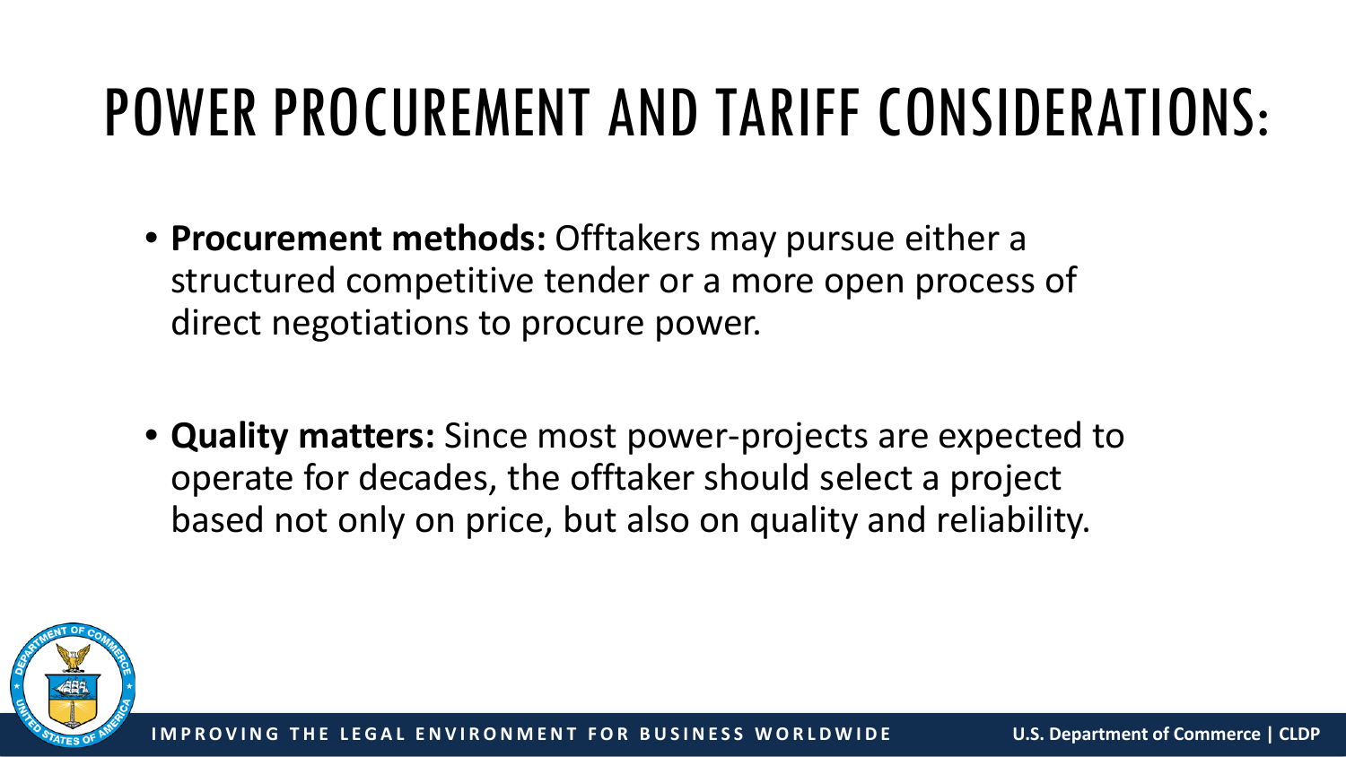# POWER PROCUREMENT AND TARIFF CONSIDERATIONS:

- **Procurement methods:** Offtakers may pursue either a structured competitive tender or a more open process of direct negotiations to procure power.

- **Quality matters:** Since most power-projects are expected to operate for decades, the offtaker should select a project based not only on price, but also on quality and reliability.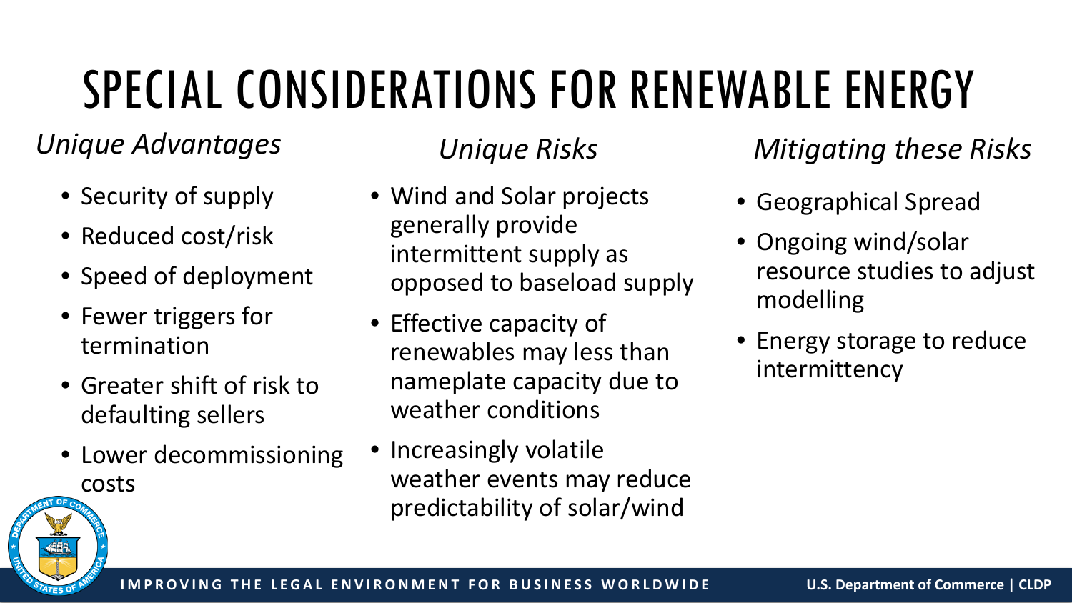# SPECIAL CONSIDERATIONS FOR RENEWABLE ENERGY

*Unique Advantages*

- Security of supply
- Reduced cost/risk
- Speed of deployment
- Fewer triggers for termination
- Greater shift of risk to defaulting sellers
- Lower decommissioning costs

*Unique Risks*

- Wind and Solar projects generally provide intermittent supply as opposed to baseload supply
- Effective capacity of renewables may less than nameplate capacity due to weather conditions
- Increasingly volatile weather events may reduce predictability of solar/wind

*Mitigating these Risks*

- Geographical Spread
- Ongoing wind/solar resource studies to adjust modelling
- Energy storage to reduce intermittency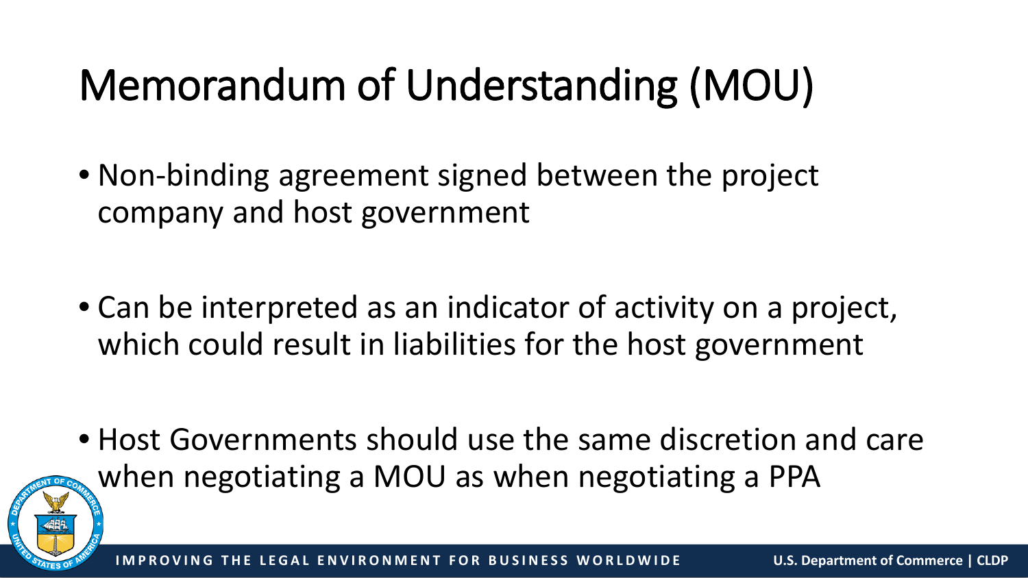# Memorandum of Understanding (MOU)

- Non-binding agreement signed between the project company and host government
- Can be interpreted as an indicator of activity on a project, which could result in liabilities for the host government
- Host Governments should use the same discretion and care when negotiating a MOU as when negotiating a PPA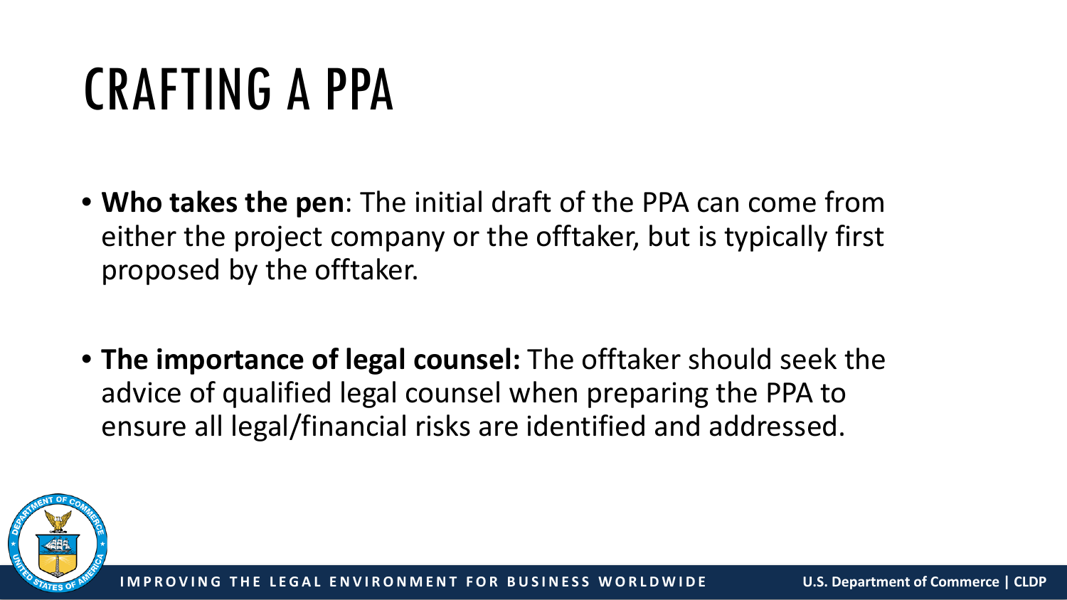# CRAFTING A PPA

- **Who takes the pen**: The initial draft of the PPA can come from either the project company or the offtaker, but is typically first proposed by the offtaker.

- **The importance of legal counsel:** The offtaker should seek the advice of qualified legal counsel when preparing the PPA to ensure all legal/financial risks are identified and addressed.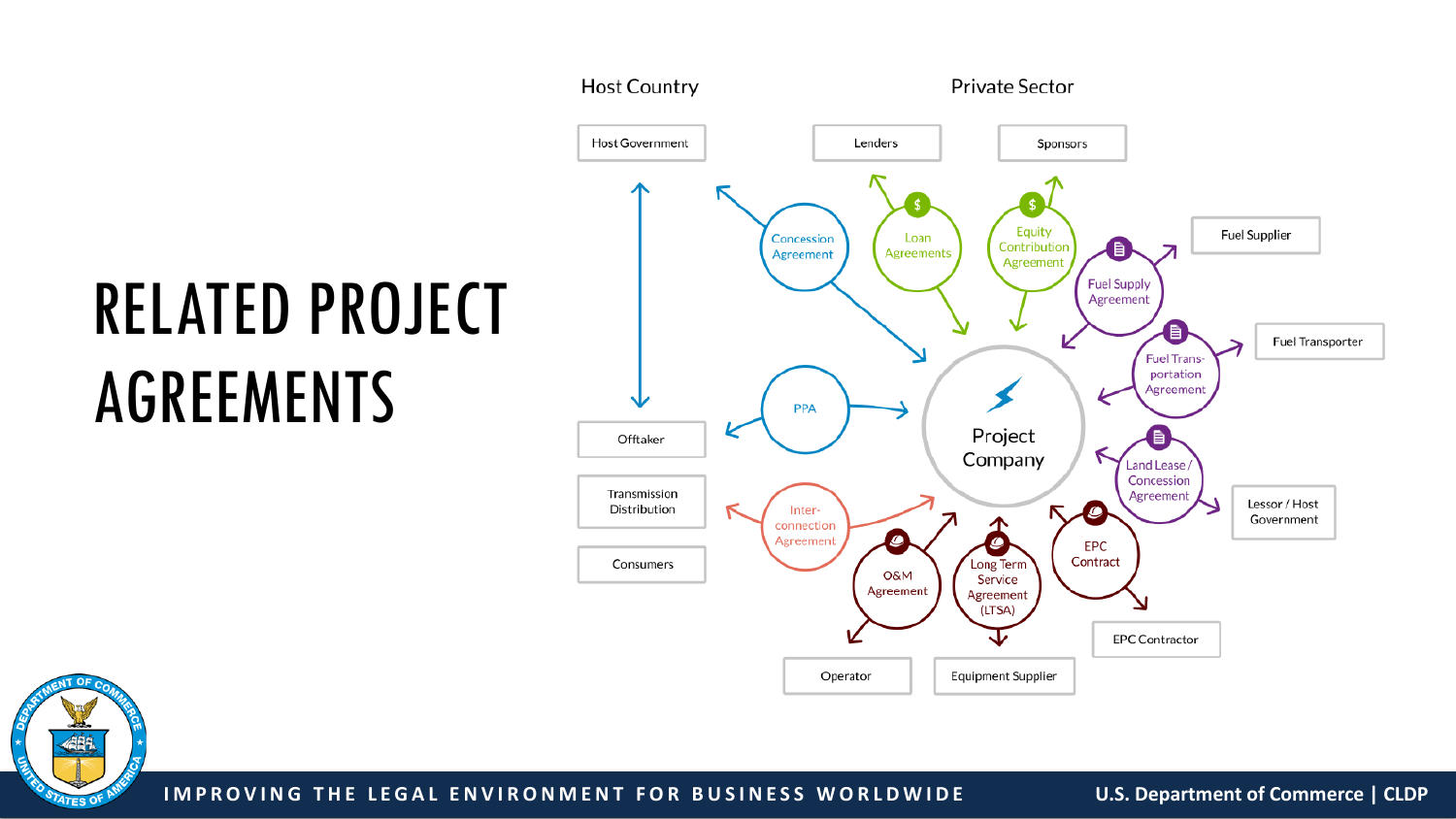# RELATED PROJECT AGREEMENTS

Host Country

Private Sector

- Host Government
- Lenders
- Sponsors
- Fuel Supplier
- Fuel Transporter
- Offtaker
- Transmission Distribution
- Consumers
- Lessor / Host Government
- EPC Contractor
- Operator
- Equipment Supplier

Project Company

- Concession Agreement
- Loan Agreements
- Equity Contribution Agreement
- Fuel Supply Agreement
- Fuel Transportation Agreement
- Land Lease / Concession Agreement
- PPA
- Interconnection Agreement
- O&M Agreement
- Long Term Service Agreement (LTSA)
- EPC Contract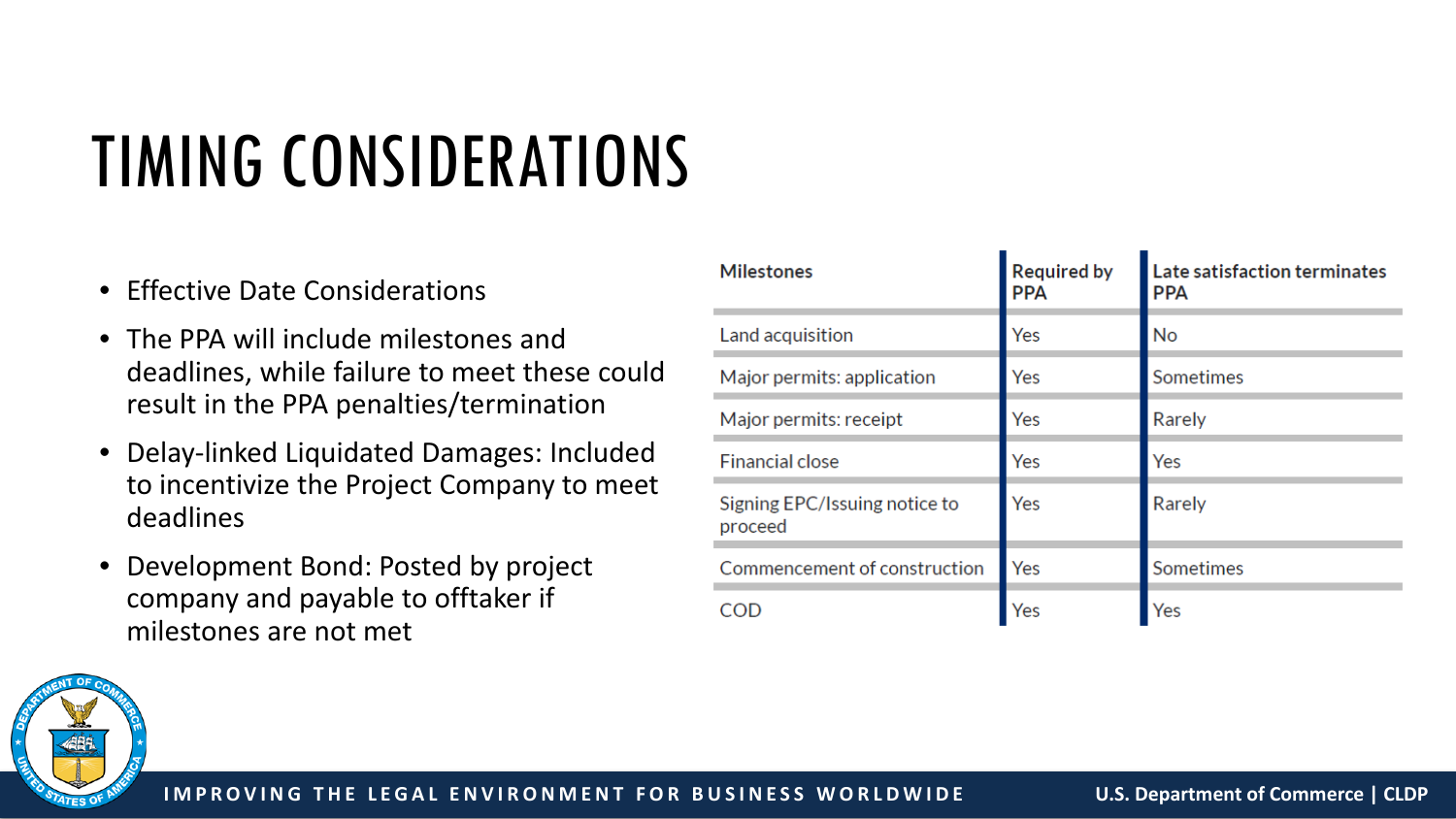# TIMING CONSIDERATIONS

- Effective Date Considerations
- The PPA will include milestones and deadlines, while failure to meet these could result in the PPA penalties/termination
- Delay-linked Liquidated Damages: Included to incentivize the Project Company to meet deadlines
- Development Bond: Posted by project company and payable to offtaker if milestones are not met

| Milestones | Required by PPA | Late satisfaction terminates PPA |
|---|---|---|
| Land acquisition | Yes | No |
| Major permits: application | Yes | Sometimes |
| Major permits: receipt | Yes | Rarely |
| Financial close | Yes | Yes |
| Signing EPC/Issuing notice to proceed | Yes | Rarely |
| Commencement of construction | Yes | Sometimes |
| COD | Yes | Yes |